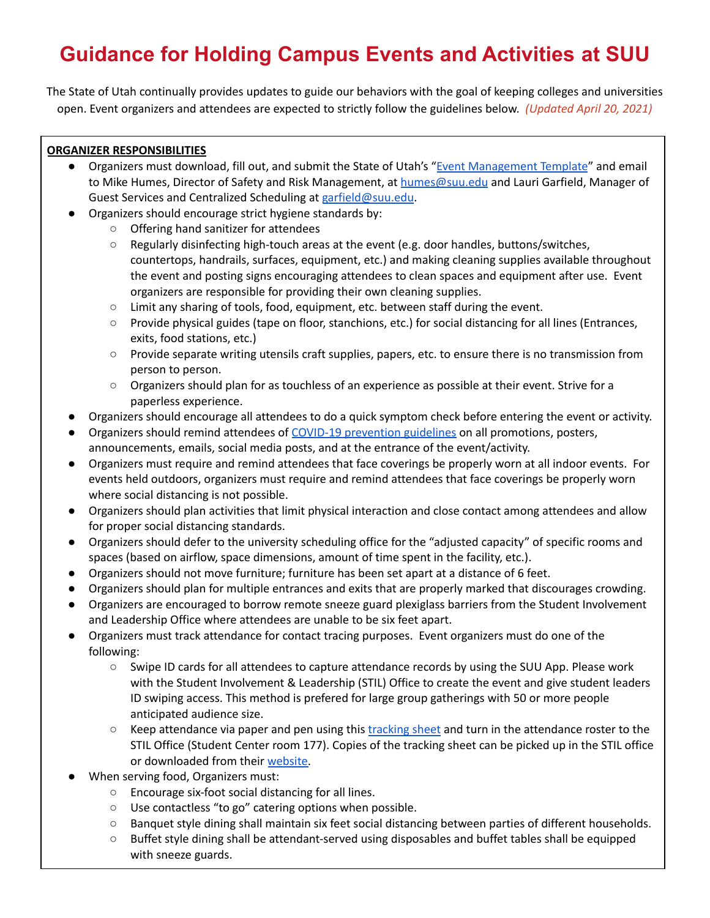# Guidance for Holding Campus Events and Activities at SUU

The State of Utah continually provides updates to guide our behaviors with the goal of keeping colleges and universities open. Event organizers and attendees are expected to strictly follow the guidelines below. *(Updated April 20, 2021)*

**ORGANIZER RESPONSIBILITIES**

- Organizers must download, fill out, and submit the State of Utah's "Event Management Template" and email to Mike Humes, Director of Safety and Risk Management, at humes@suu.edu and Lauri Garfield, Manager of Guest Services and Centralized Scheduling at garfield@suu.edu.
- Organizers should encourage strict hygiene standards by:
  - Offering hand sanitizer for attendees
  - Regularly disinfecting high-touch areas at the event (e.g. door handles, buttons/switches, countertops, handrails, surfaces, equipment, etc.) and making cleaning supplies available throughout the event and posting signs encouraging attendees to clean spaces and equipment after use. Event organizers are responsible for providing their own cleaning supplies.
  - Limit any sharing of tools, food, equipment, etc. between staff during the event.
  - Provide physical guides (tape on floor, stanchions, etc.) for social distancing for all lines (Entrances, exits, food stations, etc.)
  - Provide separate writing utensils craft supplies, papers, etc. to ensure there is no transmission from person to person.
  - Organizers should plan for as touchless of an experience as possible at their event. Strive for a paperless experience.
- Organizers should encourage all attendees to do a quick symptom check before entering the event or activity.
- Organizers should remind attendees of COVID-19 prevention guidelines on all promotions, posters, announcements, emails, social media posts, and at the entrance of the event/activity.
- Organizers must require and remind attendees that face coverings be properly worn at all indoor events. For events held outdoors, organizers must require and remind attendees that face coverings be properly worn where social distancing is not possible.
- Organizers should plan activities that limit physical interaction and close contact among attendees and allow for proper social distancing standards.
- Organizers should defer to the university scheduling office for the "adjusted capacity" of specific rooms and spaces (based on airflow, space dimensions, amount of time spent in the facility, etc.).
- Organizers should not move furniture; furniture has been set apart at a distance of 6 feet.
- Organizers should plan for multiple entrances and exits that are properly marked that discourages crowding.
- Organizers are encouraged to borrow remote sneeze guard plexiglass barriers from the Student Involvement and Leadership Office where attendees are unable to be six feet apart.
- Organizers must track attendance for contact tracing purposes. Event organizers must do one of the following:
  - Swipe ID cards for all attendees to capture attendance records by using the SUU App. Please work with the Student Involvement & Leadership (STIL) Office to create the event and give student leaders ID swiping access. This method is prefered for large group gatherings with 50 or more people anticipated audience size.
  - Keep attendance via paper and pen using this tracking sheet and turn in the attendance roster to the STIL Office (Student Center room 177). Copies of the tracking sheet can be picked up in the STIL office or downloaded from their website.
- When serving food, Organizers must:
  - Encourage six-foot social distancing for all lines.
  - Use contactless "to go" catering options when possible.
  - Banquet style dining shall maintain six feet social distancing between parties of different households.
  - Buffet style dining shall be attendant-served using disposables and buffet tables shall be equipped with sneeze guards.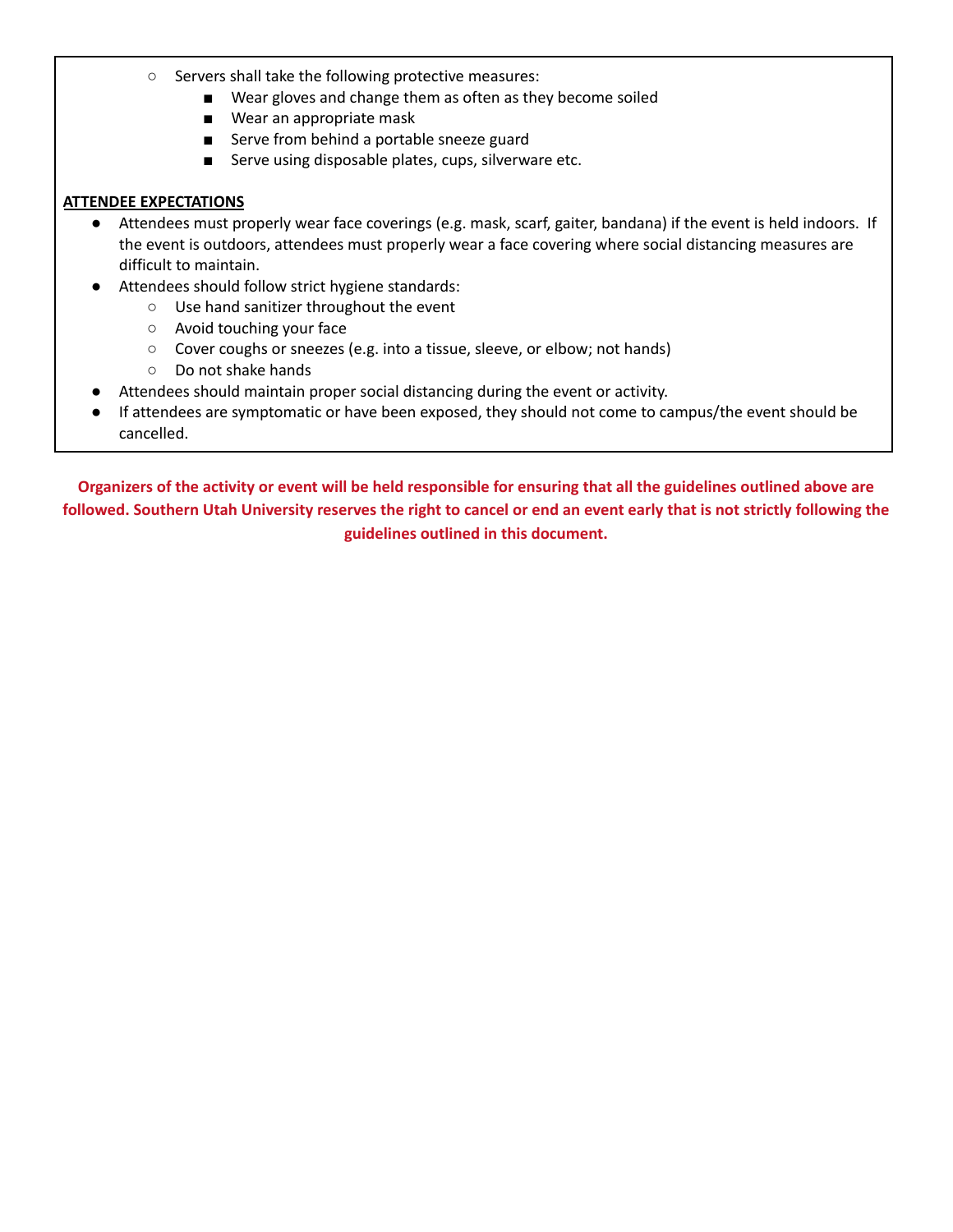- Servers shall take the following protective measures:
    - Wear gloves and change them as often as they become soiled
    - Wear an appropriate mask
    - Serve from behind a portable sneeze guard
    - Serve using disposable plates, cups, silverware etc.

**ATTENDEE EXPECTATIONS**

- Attendees must properly wear face coverings (e.g. mask, scarf, gaiter, bandana) if the event is held indoors. If the event is outdoors, attendees must properly wear a face covering where social distancing measures are difficult to maintain.
- Attendees should follow strict hygiene standards:
    - Use hand sanitizer throughout the event
    - Avoid touching your face
    - Cover coughs or sneezes (e.g. into a tissue, sleeve, or elbow; not hands)
    - Do not shake hands
- Attendees should maintain proper social distancing during the event or activity.
- If attendees are symptomatic or have been exposed, they should not come to campus/the event should be cancelled.

**Organizers of the activity or event will be held responsible for ensuring that all the guidelines outlined above are followed. Southern Utah University reserves the right to cancel or end an event early that is not strictly following the guidelines outlined in this document.**